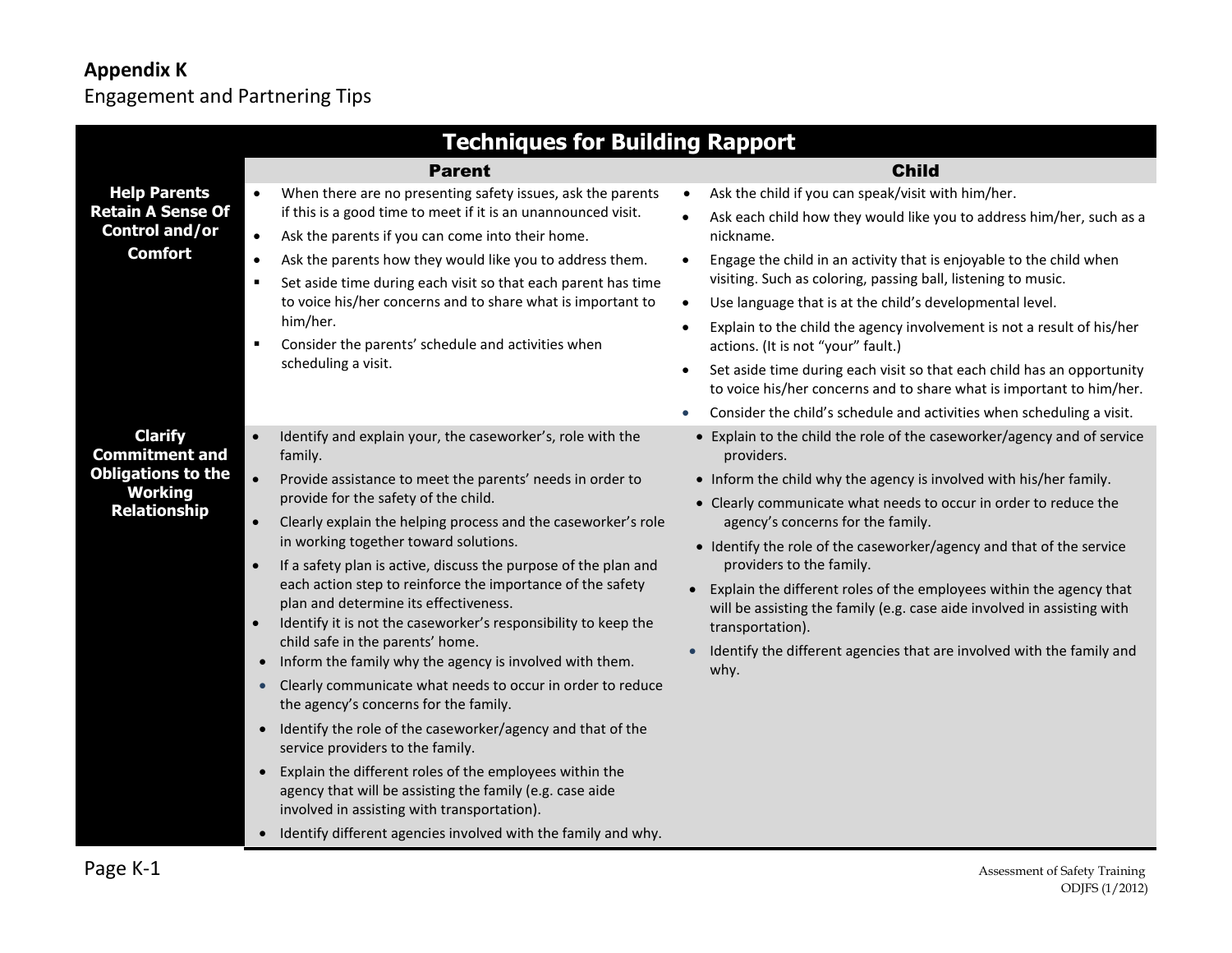# Appendix K

Engagement and Partnering Tips

| Techniques for Building Rapport | | |
|---|---|---|
| | **Parent** | **Child** |
| **Help Parents Retain A Sense Of Control and/or Comfort** | • When there are no presenting safety issues, ask the parents if this is a good time to meet if it is an unannounced visit.<br>• Ask the parents if you can come into their home.<br>• Ask the parents how they would like you to address them.<br>▪ Set aside time during each visit so that each parent has time to voice his/her concerns and to share what is important to him/her.<br>▪ Consider the parents' schedule and activities when scheduling a visit. | • Ask the child if you can speak/visit with him/her.<br>• Ask each child how they would like you to address him/her, such as a nickname.<br>• Engage the child in an activity that is enjoyable to the child when visiting. Such as coloring, passing ball, listening to music.<br>• Use language that is at the child's developmental level.<br>• Explain to the child the agency involvement is not a result of his/her actions. (It is not "your" fault.)<br>• Set aside time during each visit so that each child has an opportunity to voice his/her concerns and to share what is important to him/her.<br>• Consider the child's schedule and activities when scheduling a visit. |
| **Clarify Commitment and Obligations to the Working Relationship** | • Identify and explain your, the caseworker's, role with the family.<br>• Provide assistance to meet the parents' needs in order to provide for the safety of the child.<br>• Clearly explain the helping process and the caseworker's role in working together toward solutions.<br>• If a safety plan is active, discuss the purpose of the plan and each action step to reinforce the importance of the safety plan and determine its effectiveness.<br>• Identify it is not the caseworker's responsibility to keep the child safe in the parents' home.<br>• Inform the family why the agency is involved with them.<br>• Clearly communicate what needs to occur in order to reduce the agency's concerns for the family.<br>• Identify the role of the caseworker/agency and that of the service providers to the family.<br>• Explain the different roles of the employees within the agency that will be assisting the family (e.g. case aide involved in assisting with transportation).<br>• Identify different agencies involved with the family and why. | • Explain to the child the role of the caseworker/agency and of service providers.<br>• Inform the child why the agency is involved with his/her family.<br>• Clearly communicate what needs to occur in order to reduce the agency's concerns for the family.<br>• Identify the role of the caseworker/agency and that of the service providers to the family.<br>• Explain the different roles of the employees within the agency that will be assisting the family (e.g. case aide involved in assisting with transportation).<br>• Identify the different agencies that are involved with the family and why. |

Page K-1

Assessment of Safety Training
ODJFS (1/2012)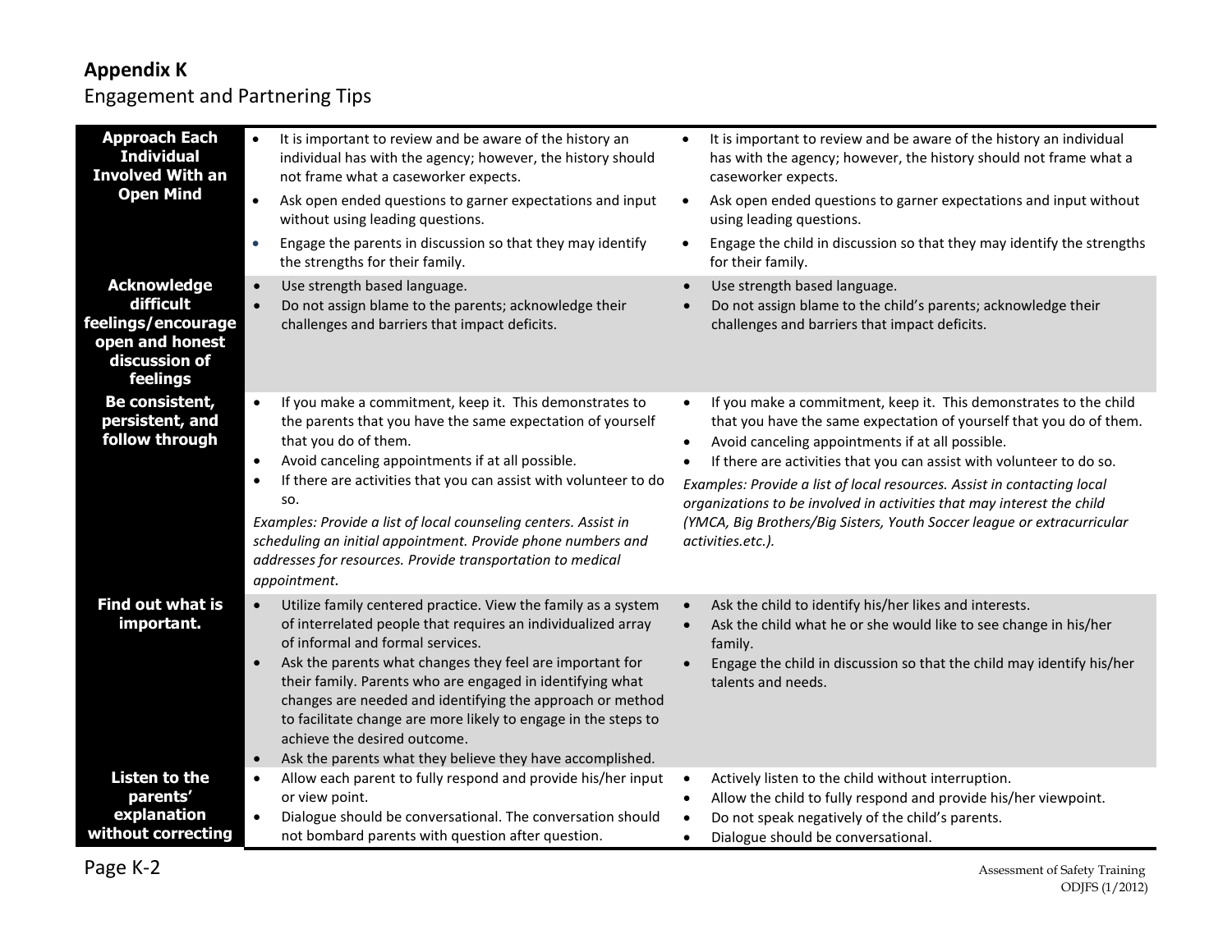## Appendix K

Engagement and Partnering Tips

| | | |
|---|---|---|
| **Approach Each Individual Involved With an Open Mind** | • It is important to review and be aware of the history an individual has with the agency; however, the history should not frame what a caseworker expects.<br>• Ask open ended questions to garner expectations and input without using leading questions.<br>• Engage the parents in discussion so that they may identify the strengths for their family. | • It is important to review and be aware of the history an individual has with the agency; however, the history should not frame what a caseworker expects.<br>• Ask open ended questions to garner expectations and input without using leading questions.<br>• Engage the child in discussion so that they may identify the strengths for their family. |
| **Acknowledge difficult feelings/encourage open and honest discussion of feelings** | • Use strength based language.<br>• Do not assign blame to the parents; acknowledge their challenges and barriers that impact deficits. | • Use strength based language.<br>• Do not assign blame to the child's parents; acknowledge their challenges and barriers that impact deficits. |
| **Be consistent, persistent, and follow through** | • If you make a commitment, keep it. This demonstrates to the parents that you have the same expectation of yourself that you do of them.<br>• Avoid canceling appointments if at all possible.<br>• If there are activities that you can assist with volunteer to do so.<br>*Examples: Provide a list of local counseling centers. Assist in scheduling an initial appointment. Provide phone numbers and addresses for resources. Provide transportation to medical appointment.* | • If you make a commitment, keep it. This demonstrates to the child that you have the same expectation of yourself that you do of them.<br>• Avoid canceling appointments if at all possible.<br>• If there are activities that you can assist with volunteer to do so.<br>*Examples: Provide a list of local resources. Assist in contacting local organizations to be involved in activities that may interest the child (YMCA, Big Brothers/Big Sisters, Youth Soccer league or extracurricular activities.etc.).* |
| **Find out what is important.** | • Utilize family centered practice. View the family as a system of interrelated people that requires an individualized array of informal and formal services.<br>• Ask the parents what changes they feel are important for their family. Parents who are engaged in identifying what changes are needed and identifying the approach or method to facilitate change are more likely to engage in the steps to achieve the desired outcome.<br>• Ask the parents what they believe they have accomplished. | • Ask the child to identify his/her likes and interests.<br>• Ask the child what he or she would like to see change in his/her family.<br>• Engage the child in discussion so that the child may identify his/her talents and needs. |
| **Listen to the parents' explanation without correcting** | • Allow each parent to fully respond and provide his/her input or view point.<br>• Dialogue should be conversational. The conversation should not bombard parents with question after question. | • Actively listen to the child without interruption.<br>• Allow the child to fully respond and provide his/her viewpoint.<br>• Do not speak negatively of the child's parents.<br>• Dialogue should be conversational. |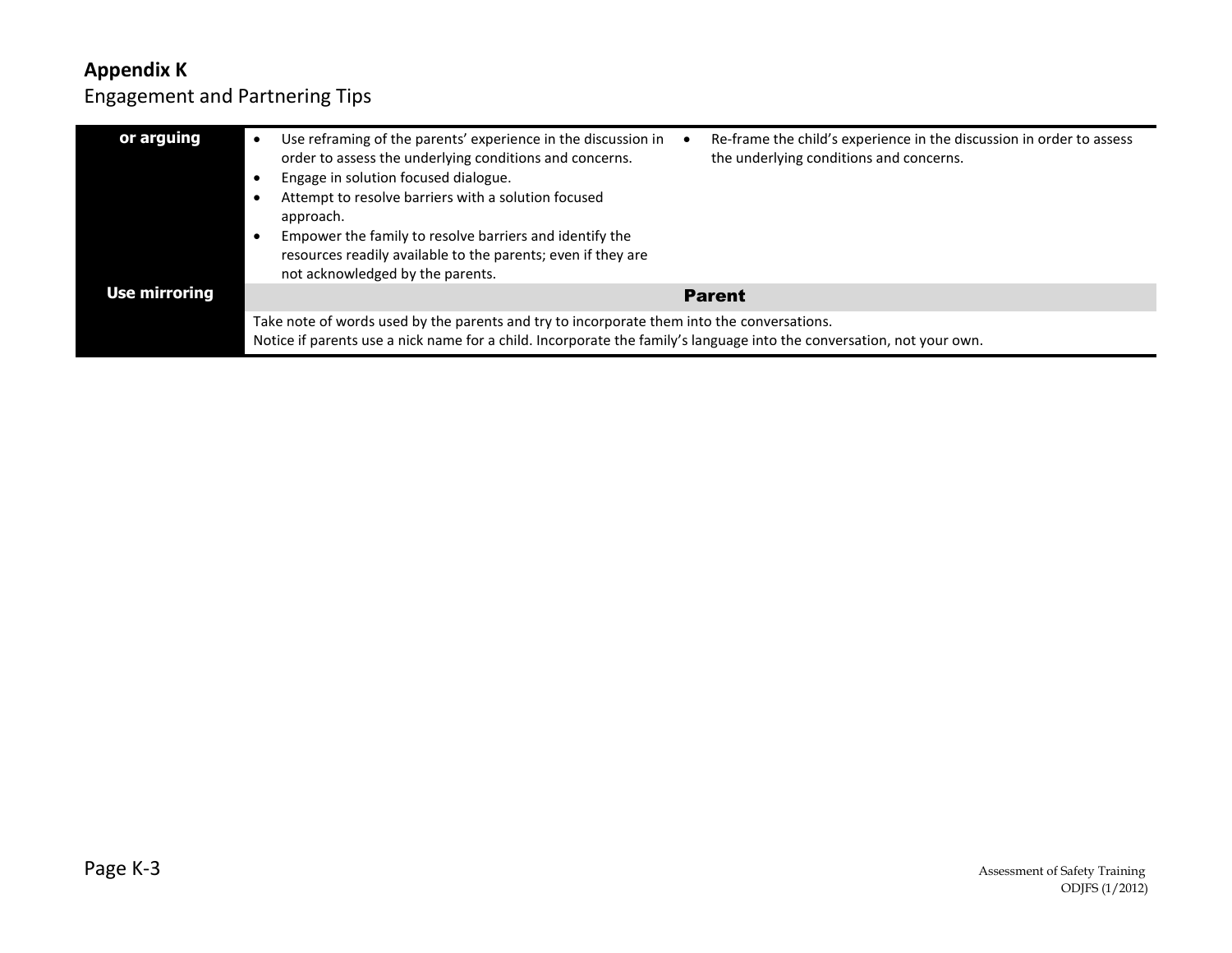## Appendix K

Engagement and Partnering Tips

| | | |
|---|---|---|
| **or arguing** | • Use reframing of the parents' experience in the discussion in order to assess the underlying conditions and concerns.<br>• Engage in solution focused dialogue.<br>• Attempt to resolve barriers with a solution focused approach.<br>• Empower the family to resolve barriers and identify the resources readily available to the parents; even if they are not acknowledged by the parents. | • Re-frame the child's experience in the discussion in order to assess the underlying conditions and concerns. |
| **Use mirroring** | **Parent** | |
| | Take note of words used by the parents and try to incorporate them into the conversations.<br>Notice if parents use a nick name for a child. Incorporate the family's language into the conversation, not your own. | |

Page K-3

Assessment of Safety Training
ODJFS (1/2012)